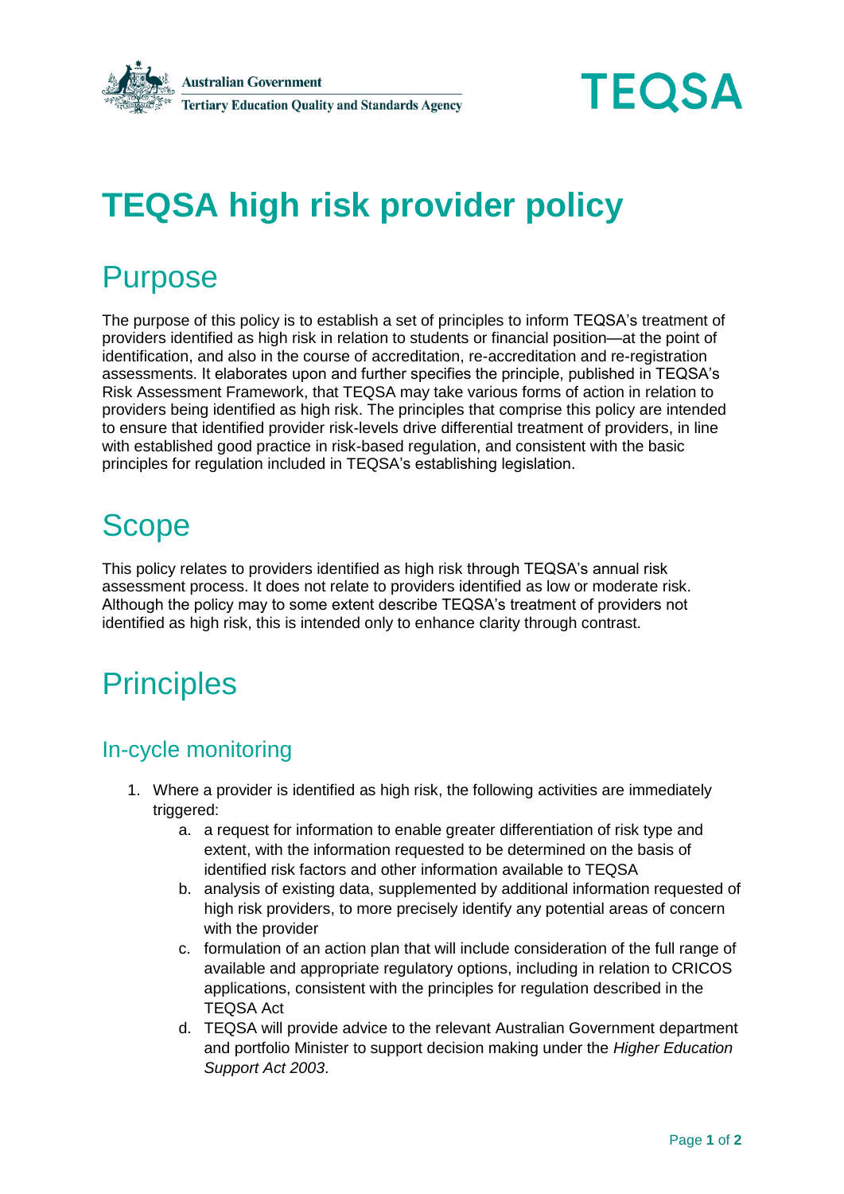# TEQSA high risk provider policy

## Purpose

The purpose of this policy is to establish a set of principles to inform TEQSA's treatment of providers identified as high risk in relation to students or financial position—at the point of identification, and also in the course of accreditation, re-accreditation and re-registration assessments. It elaborates upon and further specifies the principle, published in TEQSA's Risk Assessment Framework, that TEQSA may take various forms of action in relation to providers being identified as high risk. The principles that comprise this policy are intended to ensure that identified provider risk-levels drive differential treatment of providers, in line with established good practice in risk-based regulation, and consistent with the basic principles for regulation included in TEQSA's establishing legislation.

## Scope

This policy relates to providers identified as high risk through TEQSA's annual risk assessment process. It does not relate to providers identified as low or moderate risk. Although the policy may to some extent describe TEQSA's treatment of providers not identified as high risk, this is intended only to enhance clarity through contrast.

## Principles

### In-cycle monitoring

1. Where a provider is identified as high risk, the following activities are immediately triggered:
   a. a request for information to enable greater differentiation of risk type and extent, with the information requested to be determined on the basis of identified risk factors and other information available to TEQSA
   b. analysis of existing data, supplemented by additional information requested of high risk providers, to more precisely identify any potential areas of concern with the provider
   c. formulation of an action plan that will include consideration of the full range of available and appropriate regulatory options, including in relation to CRICOS applications, consistent with the principles for regulation described in the TEQSA Act
   d. TEQSA will provide advice to the relevant Australian Government department and portfolio Minister to support decision making under the *Higher Education Support Act 2003*.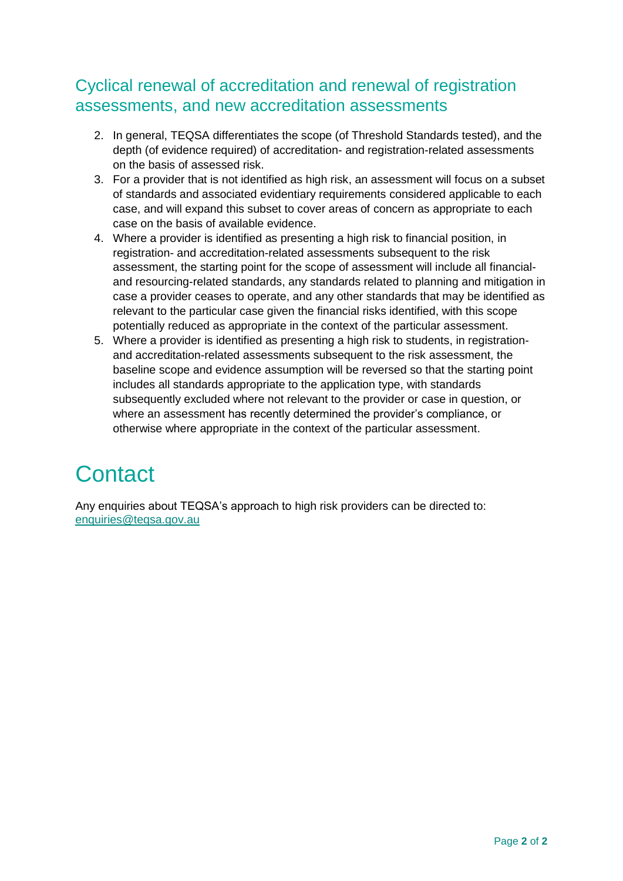## Cyclical renewal of accreditation and renewal of registration assessments, and new accreditation assessments

2. In general, TEQSA differentiates the scope (of Threshold Standards tested), and the depth (of evidence required) of accreditation- and registration-related assessments on the basis of assessed risk.
3. For a provider that is not identified as high risk, an assessment will focus on a subset of standards and associated evidentiary requirements considered applicable to each case, and will expand this subset to cover areas of concern as appropriate to each case on the basis of available evidence.
4. Where a provider is identified as presenting a high risk to financial position, in registration- and accreditation-related assessments subsequent to the risk assessment, the starting point for the scope of assessment will include all financial- and resourcing-related standards, any standards related to planning and mitigation in case a provider ceases to operate, and any other standards that may be identified as relevant to the particular case given the financial risks identified, with this scope potentially reduced as appropriate in the context of the particular assessment.
5. Where a provider is identified as presenting a high risk to students, in registration- and accreditation-related assessments subsequent to the risk assessment, the baseline scope and evidence assumption will be reversed so that the starting point includes all standards appropriate to the application type, with standards subsequently excluded where not relevant to the provider or case in question, or where an assessment has recently determined the provider's compliance, or otherwise where appropriate in the context of the particular assessment.

# Contact

Any enquiries about TEQSA's approach to high risk providers can be directed to: enquiries@teqsa.gov.au